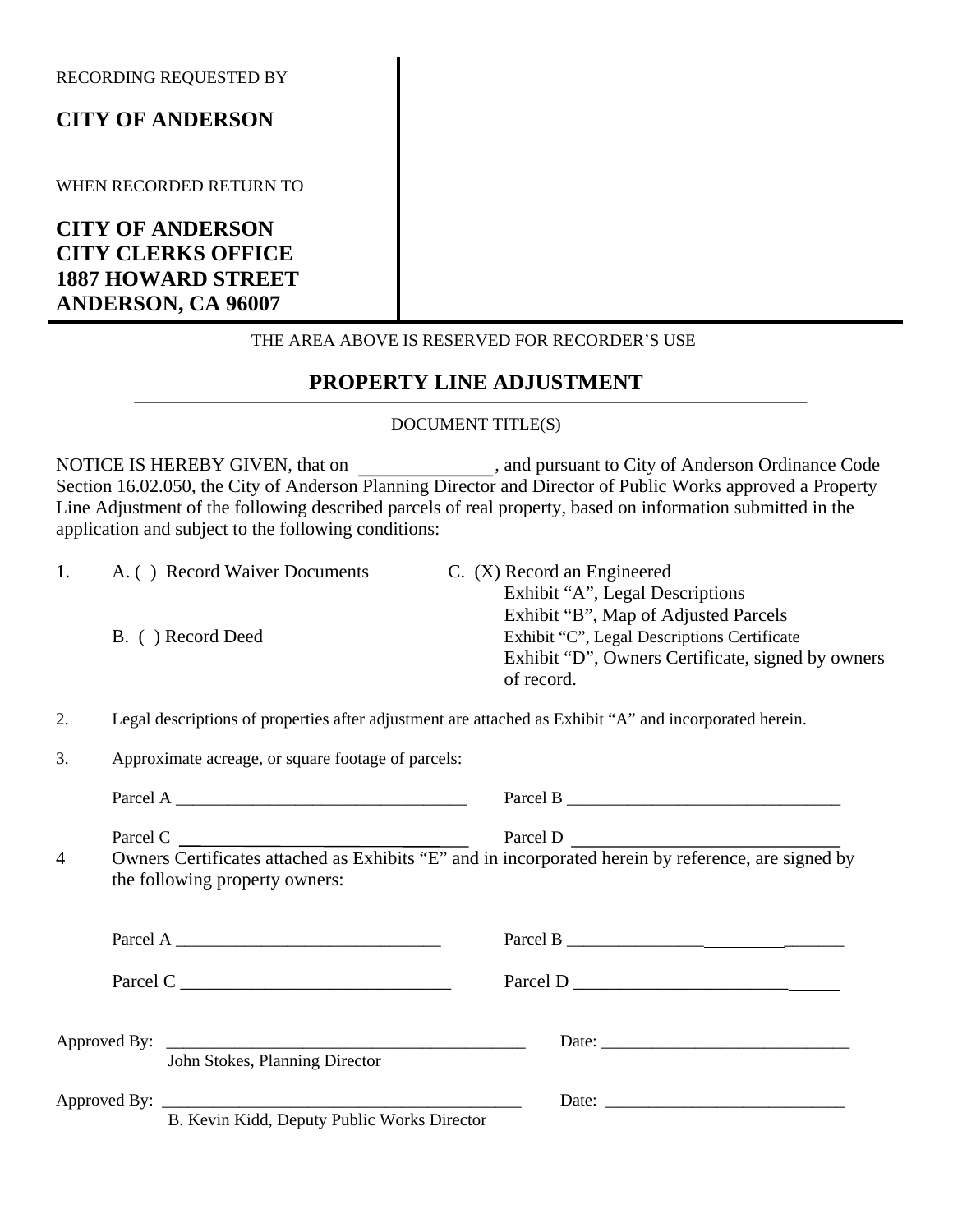RECORDING REQUESTED BY

**CITY OF ANDERSON**

WHEN RECORDED RETURN TO

**CITY OF ANDERSON**
**CITY CLERKS OFFICE**
**1887 HOWARD STREET**
**ANDERSON, CA 96007**

THE AREA ABOVE IS RESERVED FOR RECORDER'S USE

## PROPERTY LINE ADJUSTMENT

DOCUMENT TITLE(S)

NOTICE IS HEREBY GIVEN, that on ______________, and pursuant to City of Anderson Ordinance Code Section 16.02.050, the City of Anderson Planning Director and Director of Public Works approved a Property Line Adjustment of the following described parcels of real property, based on information submitted in the application and subject to the following conditions:

1. A. ( ) Record Waiver Documents

   B. ( ) Record Deed

   C. (X) Record an Engineered
   Exhibit "A", Legal Descriptions
   Exhibit "B", Map of Adjusted Parcels
   Exhibit "C", Legal Descriptions Certificate
   Exhibit "D", Owners Certificate, signed by owners of record.

2. Legal descriptions of properties after adjustment are attached as Exhibit "A" and incorporated herein.

3. Approximate acreage, or square footage of parcels:

   Parcel A __________________________________ Parcel B ________________________________

   Parcel C __________________________________ Parcel D ______________________________

4 Owners Certificates attached as Exhibits "E" and in incorporated herein by reference, are signed by the following property owners:

   Parcel A _______________________________ Parcel B _________________________________

   Parcel C ______________________________ Parcel D ______________________________

Approved By: ___________________________________________ Date: _____________________________
John Stokes, Planning Director

Approved By: ___________________________________________ Date: ____________________________
B. Kevin Kidd, Deputy Public Works Director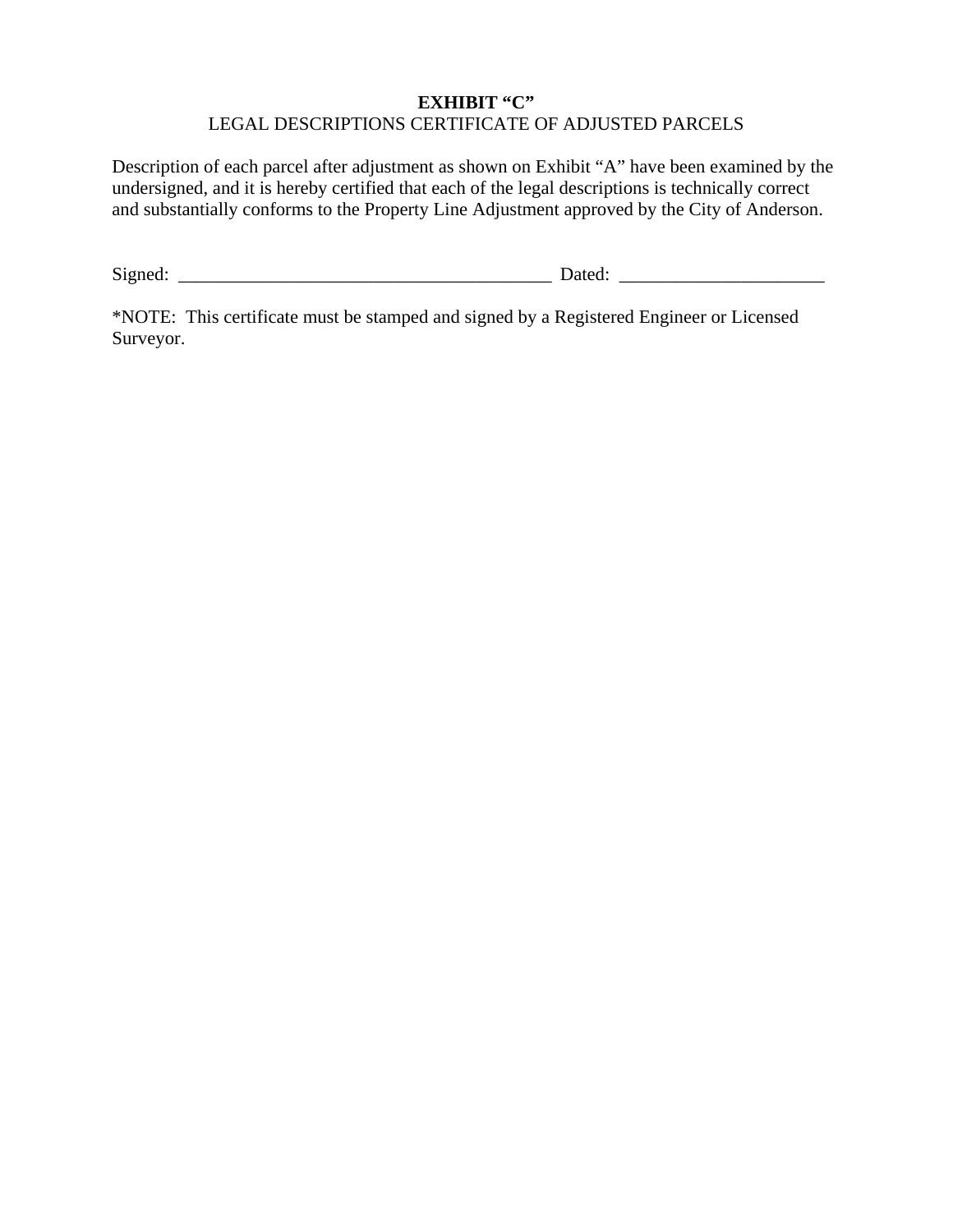**EXHIBIT "C"**

LEGAL DESCRIPTIONS CERTIFICATE OF ADJUSTED PARCELS

Description of each parcel after adjustment as shown on Exhibit "A" have been examined by the undersigned, and it is hereby certified that each of the legal descriptions is technically correct and substantially conforms to the Property Line Adjustment approved by the City of Anderson.

Signed: ________________________________________ Dated: ______________________

*NOTE: This certificate must be stamped and signed by a Registered Engineer or Licensed Surveyor.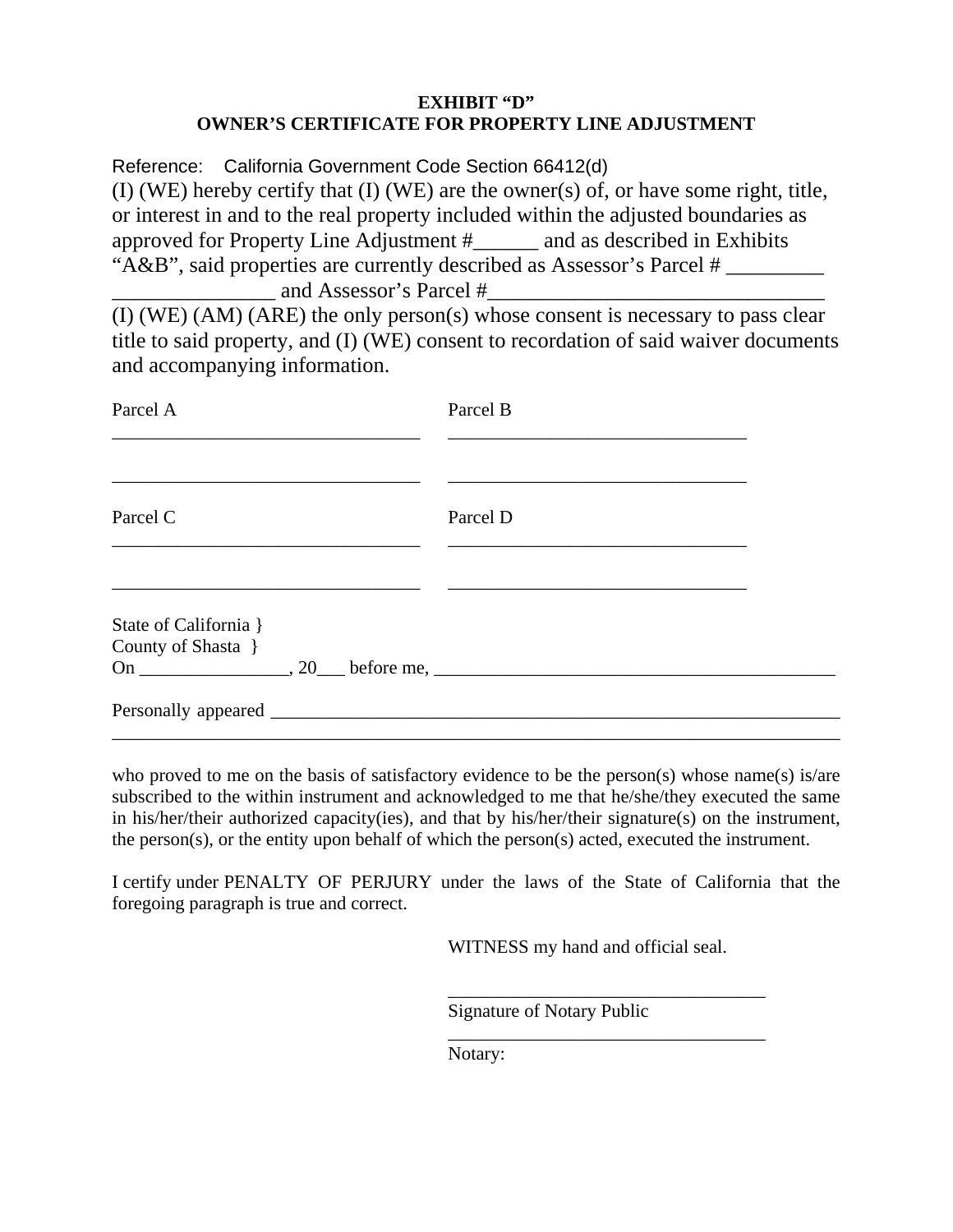**EXHIBIT "D"**
**OWNER'S CERTIFICATE FOR PROPERTY LINE ADJUSTMENT**

Reference: California Government Code Section 66412(d)

(I) (WE) hereby certify that (I) (WE) are the owner(s) of, or have some right, title, or interest in and to the real property included within the adjusted boundaries as approved for Property Line Adjustment #______ and as described in Exhibits "A&B", said properties are currently described as Assessor's Parcel # _________ _______________ and Assessor's Parcel #_______________________________

(I) (WE) (AM) (ARE) the only person(s) whose consent is necessary to pass clear title to said property, and (I) (WE) consent to recordation of said waiver documents and accompanying information.

| Parcel A | Parcel B |
|---|---|
| ________________________________ | ________________________________ |
| ________________________________ | ________________________________ |
| **Parcel C** | **Parcel D** |
| ________________________________ | ________________________________ |
| ________________________________ | ________________________________ |

State of California }
County of Shasta }
On ________________, 20___ before me, ___________________________________________

Personally appeared _________________________________________________________________
_________________________________________________________________________________

who proved to me on the basis of satisfactory evidence to be the person(s) whose name(s) is/are subscribed to the within instrument and acknowledged to me that he/she/they executed the same in his/her/their authorized capacity(ies), and that by his/her/their signature(s) on the instrument, the person(s), or the entity upon behalf of which the person(s) acted, executed the instrument.

I certify under PENALTY OF PERJURY under the laws of the State of California that the foregoing paragraph is true and correct.

WITNESS my hand and official seal.

__________________________________
Signature of Notary Public

__________________________________
Notary: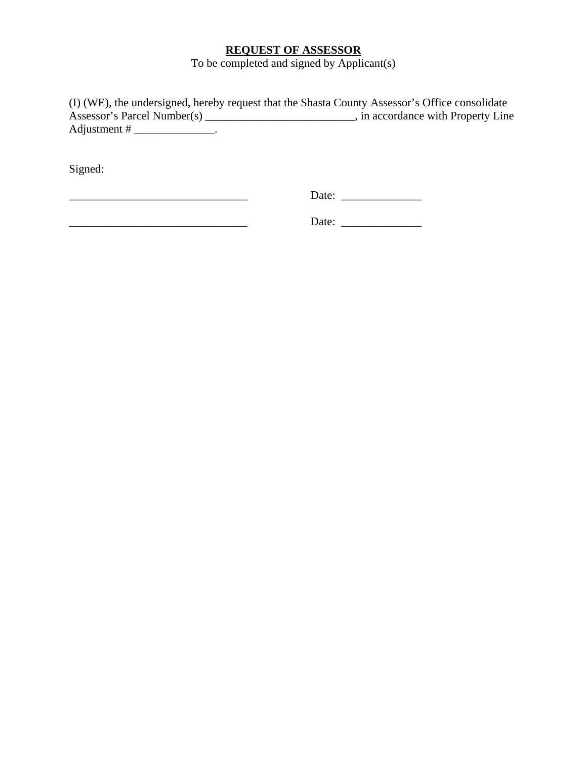**REQUEST OF ASSESSOR**

To be completed and signed by Applicant(s)

(I) (WE), the undersigned, hereby request that the Shasta County Assessor's Office consolidate Assessor's Parcel Number(s) __________________________, in accordance with Property Line Adjustment # ______________.

Signed:

_______________________________ Date: ______________

_______________________________ Date: ______________